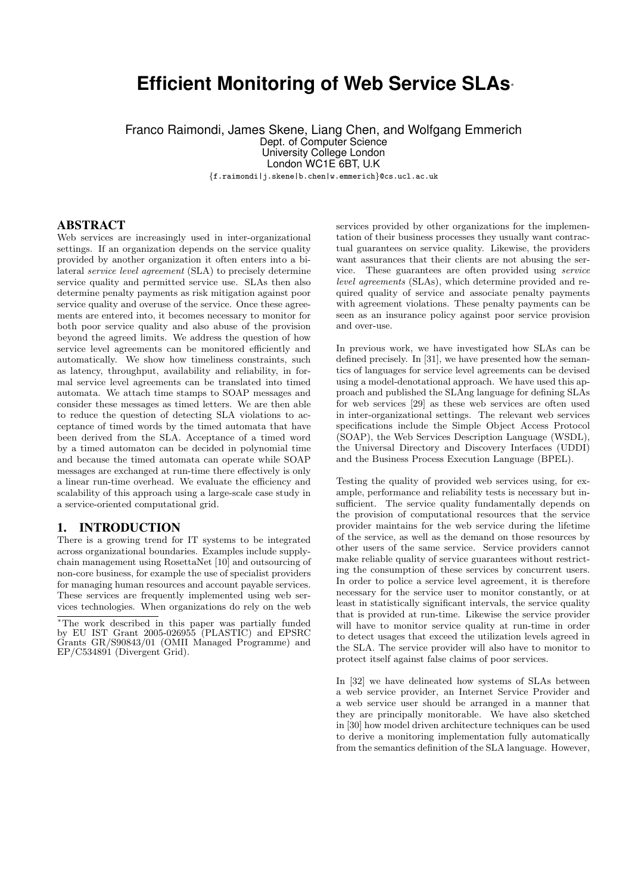# Efficient Monitoring of Web Service SLAs*

Franco Raimondi, James Skene, Liang Chen, and Wolfgang Emmerich
Dept. of Computer Science
University College London
London WC1E 6BT, U.K
{f.raimondi|j.skene|b.chen|w.emmerich}@cs.ucl.ac.uk

## ABSTRACT

Web services are increasingly used in inter-organizational settings. If an organization depends on the service quality provided by another organization it often enters into a bilateral *service level agreement* (SLA) to precisely determine service quality and permitted service use. SLAs then also determine penalty payments as risk mitigation against poor service quality and overuse of the service. Once these agreements are entered into, it becomes necessary to monitor for both poor service quality and also abuse of the provision beyond the agreed limits. We address the question of how service level agreements can be monitored efficiently and automatically. We show how timeliness constraints, such as latency, throughput, availability and reliability, in formal service level agreements can be translated into timed automata. We attach time stamps to SOAP messages and consider these messages as timed letters. We are then able to reduce the question of detecting SLA violations to acceptance of timed words by the timed automata that have been derived from the SLA. Acceptance of a timed word by a timed automaton can be decided in polynomial time and because the timed automata can operate while SOAP messages are exchanged at run-time there effectively is only a linear run-time overhead. We evaluate the efficiency and scalability of this approach using a large-scale case study in a service-oriented computational grid.

## 1. INTRODUCTION

There is a growing trend for IT systems to be integrated across organizational boundaries. Examples include supply-chain management using RosettaNet [10] and outsourcing of non-core business, for example the use of specialist providers for managing human resources and account payable services. These services are frequently implemented using web services technologies. When organizations do rely on the web services provided by other organizations for the implementation of their business processes they usually want contractual guarantees on service quality. Likewise, the providers want assurances that their clients are not abusing the service. These guarantees are often provided using *service level agreements* (SLAs), which determine provided and required quality of service and associate penalty payments with agreement violations. These penalty payments can be seen as an insurance policy against poor service provision and over-use.

In previous work, we have investigated how SLAs can be defined precisely. In [31], we have presented how the semantics of languages for service level agreements can be devised using a model-denotational approach. We have used this approach and published the SLAng language for defining SLAs for web services [29] as these web services are often used in inter-organizational settings. The relevant web services specifications include the Simple Object Access Protocol (SOAP), the Web Services Description Language (WSDL), the Universal Directory and Discovery Interfaces (UDDI) and the Business Process Execution Language (BPEL).

Testing the quality of provided web services using, for example, performance and reliability tests is necessary but insufficient. The service quality fundamentally depends on the provision of computational resources that the service provider maintains for the web service during the lifetime of the service, as well as the demand on those resources by other users of the same service. Service providers cannot make reliable quality of service guarantees without restricting the consumption of these services by concurrent users. In order to police a service level agreement, it is therefore necessary for the service user to monitor constantly, or at least in statistically significant intervals, the service quality that is provided at run-time. Likewise the service provider will have to monitor service quality at run-time in order to detect usages that exceed the utilization levels agreed in the SLA. The service provider will also have to monitor to protect itself against false claims of poor services.

In [32] we have delineated how systems of SLAs between a web service provider, an Internet Service Provider and a web service user should be arranged in a manner that they are principally monitorable. We have also sketched in [30] how model driven architecture techniques can be used to derive a monitoring implementation fully automatically from the semantics definition of the SLA language. However,

*The work described in this paper was partially funded by EU IST Grant 2005-026955 (PLASTIC) and EPSRC Grants GR/S90843/01 (OMII Managed Programme) and EP/C534891 (Divergent Grid).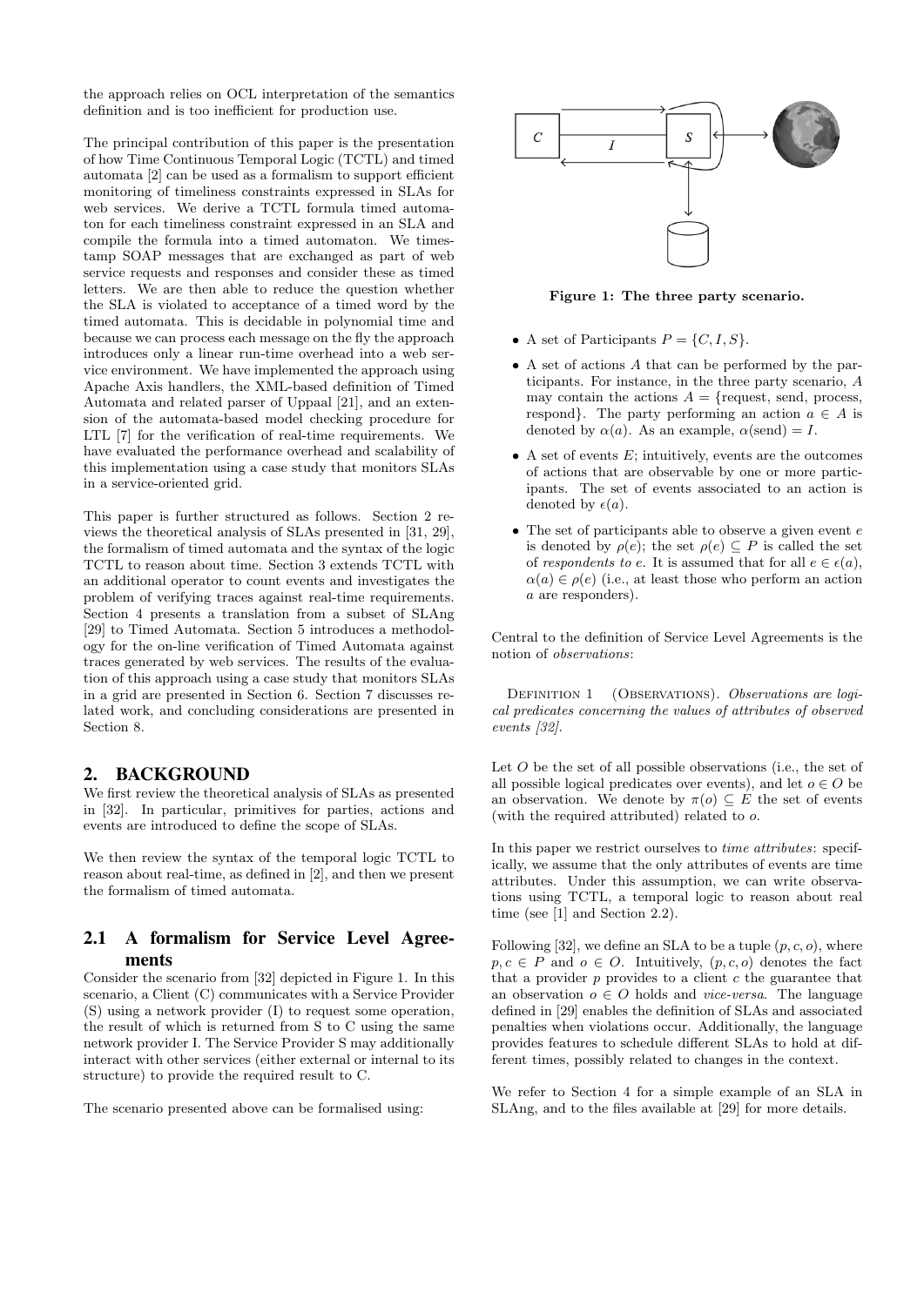the approach relies on OCL interpretation of the semantics definition and is too inefficient for production use.

The principal contribution of this paper is the presentation of how Time Continuous Temporal Logic (TCTL) and timed automata [2] can be used as a formalism to support efficient monitoring of timeliness constraints expressed in SLAs for web services. We derive a TCTL formula timed automaton for each timeliness constraint expressed in an SLA and compile the formula into a timed automaton. We timestamp SOAP messages that are exchanged as part of web service requests and responses and consider these as timed letters. We are then able to reduce the question whether the SLA is violated to acceptance of a timed word by the timed automata. This is decidable in polynomial time and because we can process each message on the fly the approach introduces only a linear run-time overhead into a web service environment. We have implemented the approach using Apache Axis handlers, the XML-based definition of Timed Automata and related parser of Uppaal [21], and an extension of the automata-based model checking procedure for LTL [7] for the verification of real-time requirements. We have evaluated the performance overhead and scalability of this implementation using a case study that monitors SLAs in a service-oriented grid.

This paper is further structured as follows. Section 2 reviews the theoretical analysis of SLAs presented in [31, 29], the formalism of timed automata and the syntax of the logic TCTL to reason about time. Section 3 extends TCTL with an additional operator to count events and investigates the problem of verifying traces against real-time requirements. Section 4 presents a translation from a subset of SLAng [29] to Timed Automata. Section 5 introduces a methodology for the on-line verification of Timed Automata against traces generated by web services. The results of the evaluation of this approach using a case study that monitors SLAs in a grid are presented in Section 6. Section 7 discusses related work, and concluding considerations are presented in Section 8.

## 2. BACKGROUND

We first review the theoretical analysis of SLAs as presented in [32]. In particular, primitives for parties, actions and events are introduced to define the scope of SLAs.

We then review the syntax of the temporal logic TCTL to reason about real-time, as defined in [2], and then we present the formalism of timed automata.

### 2.1 A formalism for Service Level Agreements

Consider the scenario from [32] depicted in Figure 1. In this scenario, a Client (C) communicates with a Service Provider (S) using a network provider (I) to request some operation, the result of which is returned from S to C using the same network provider I. The Service Provider S may additionally interact with other services (either external or internal to its structure) to provide the required result to C.

The scenario presented above can be formalised using:

**Figure 1: The three party scenario.**

- A set of Participants $P = \{C, I, S\}$.
- A set of actions $A$ that can be performed by the participants. For instance, in the three party scenario, $A$ may contain the actions $A = \{$request, send, process, respond$\}$. The party performing an action $a \in A$ is denoted by $\alpha(a)$. As an example, $\alpha(\text{send}) = I$.
- A set of events $E$; intuitively, events are the outcomes of actions that are observable by one or more participants. The set of events associated to an action is denoted by $\epsilon(a)$.
- The set of participants able to observe a given event $e$ is denoted by $\rho(e)$; the set $\rho(e) \subseteq P$ is called the set of *respondents to e*. It is assumed that for all $e \in \epsilon(a)$, $\alpha(a) \in \rho(e)$ (i.e., at least those who perform an action $a$ are responders).

Central to the definition of Service Level Agreements is the notion of *observations*:

DEFINITION 1 (OBSERVATIONS). *Observations are logical predicates concerning the values of attributes of observed events [32].*

Let $O$ be the set of all possible observations (i.e., the set of all possible logical predicates over events), and let $o \in O$ be an observation. We denote by $\pi(o) \subseteq E$ the set of events (with the required attributed) related to $o$.

In this paper we restrict ourselves to *time attributes*: specifically, we assume that the only attributes of events are time attributes. Under this assumption, we can write observations using TCTL, a temporal logic to reason about real time (see [1] and Section 2.2).

Following [32], we define an SLA to be a tuple $(p, c, o)$, where $p, c \in P$ and $o \in O$. Intuitively, $(p, c, o)$ denotes the fact that a provider $p$ provides to a client $c$ the guarantee that an observation $o \in O$ holds and *vice-versa*. The language defined in [29] enables the definition of SLAs and associated penalties when violations occur. Additionally, the language provides features to schedule different SLAs to hold at different times, possibly related to changes in the context.

We refer to Section 4 for a simple example of an SLA in SLAng, and to the files available at [29] for more details.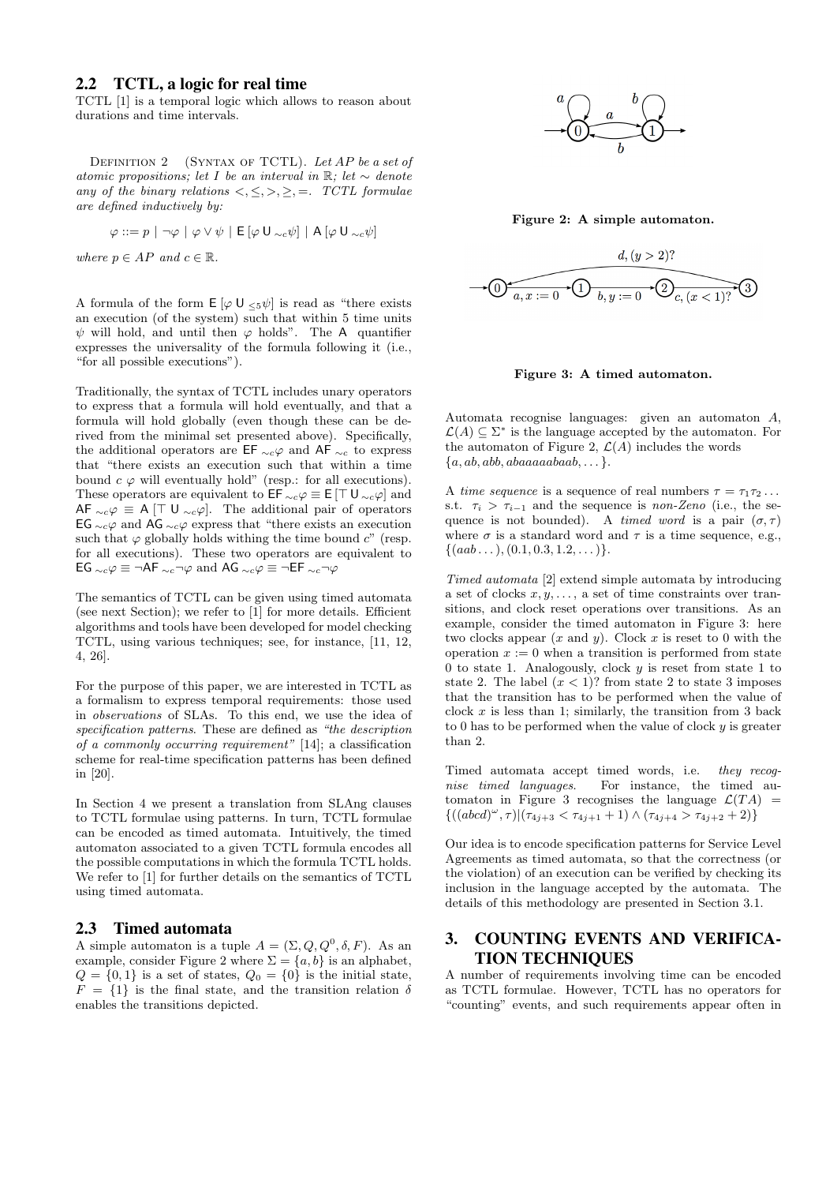### 2.2 TCTL, a logic for real time

TCTL [1] is a temporal logic which allows to reason about durations and time intervals.

Definition 2 (Syntax of TCTL). *Let $AP$ be a set of atomic propositions; let $I$ be an interval in $\mathbb{R}$; let $\sim$ denote any of the binary relations $<, \leq, >, \geq, =$. TCTL formulae are defined inductively by:*

$$\varphi ::= p \mid \neg\varphi \mid \varphi \vee \psi \mid \mathsf{E}\,[\varphi\,\mathsf{U}_{\sim c}\psi] \mid \mathsf{A}\,[\varphi\,\mathsf{U}_{\sim c}\psi]$$

*where $p \in AP$ and $c \in \mathbb{R}$.*

A formula of the form $\mathsf{E}\,[\varphi\,\mathsf{U}_{\leq 5}\psi]$ is read as "there exists an execution (of the system) such that within 5 time units $\psi$ will hold, and until then $\varphi$ holds". The $\mathsf{A}$ quantifier expresses the universality of the formula following it (i.e., "for all possible executions").

Traditionally, the syntax of TCTL includes unary operators to express that a formula will hold eventually, and that a formula will hold globally (even though these can be derived from the minimal set presented above). Specifically, the additional operators are $\mathsf{EF}_{\sim c}\varphi$ and $\mathsf{AF}_{\sim c}$ to express that "there exists an execution such that within a time bound $c$ $\varphi$ will eventually hold" (resp.: for all executions). These operators are equivalent to $\mathsf{EF}_{\sim c}\varphi \equiv \mathsf{E}\,[\top\,\mathsf{U}_{\sim c}\varphi]$ and $\mathsf{AF}_{\sim c}\varphi \equiv \mathsf{A}\,[\top\,\mathsf{U}_{\sim c}\varphi]$. The additional pair of operators $\mathsf{EG}_{\sim c}\varphi$ and $\mathsf{AG}_{\sim c}\varphi$ express that "there exists an execution such that $\varphi$ globally holds withing the time bound $c$" (resp. for all executions). These two operators are equivalent to $\mathsf{EG}_{\sim c}\varphi \equiv \neg\mathsf{AF}_{\sim c}\neg\varphi$ and $\mathsf{AG}_{\sim c}\varphi \equiv \neg\mathsf{EF}_{\sim c}\neg\varphi$

The semantics of TCTL can be given using timed automata (see next Section); we refer to [1] for more details. Efficient algorithms and tools have been developed for model checking TCTL, using various techniques; see, for instance, [11, 12, 4, 26].

For the purpose of this paper, we are interested in TCTL as a formalism to express temporal requirements: those used in *observations* of SLAs. To this end, we use the idea of *specification patterns*. These are defined as *"the description of a commonly occurring requirement"* [14]; a classification scheme for real-time specification patterns has been defined in [20].

In Section 4 we present a translation from SLAng clauses to TCTL formulae using patterns. In turn, TCTL formulae can be encoded as timed automata. Intuitively, the timed automaton associated to a given TCTL formula encodes all the possible computations in which the formula TCTL holds. We refer to [1] for further details on the semantics of TCTL using timed automata.

### 2.3 Timed automata

A simple automaton is a tuple $A = (\Sigma, Q, Q^0, \delta, F)$. As an example, consider Figure 2 where $\Sigma = \{a, b\}$ is an alphabet, $Q = \{0, 1\}$ is a set of states, $Q_0 = \{0\}$ is the initial state, $F = \{1\}$ is the final state, and the transition relation $\delta$ enables the transitions depicted.

Figure 2: A simple automaton.

Figure 3: A timed automaton.

Automata recognise languages: given an automaton $A$, $\mathcal{L}(A) \subseteq \Sigma^*$ is the language accepted by the automaton. For the automaton of Figure 2, $\mathcal{L}(A)$ includes the words $\{a, ab, abb, abaaaaabaab, \dots\}$.

A *time sequence* is a sequence of real numbers $\tau = \tau_1\tau_2\dots$ s.t. $\tau_i > \tau_{i-1}$ and the sequence is *non-Zeno* (i.e., the sequence is not bounded). A *timed word* is a pair $(\sigma, \tau)$ where $\sigma$ is a standard word and $\tau$ is a time sequence, e.g., $\{(aab\dots), (0.1, 0.3, 1.2, \dots)\}$.

*Timed automata* [2] extend simple automata by introducing a set of clocks $x, y, \dots$, a set of time constraints over transitions, and clock reset operations over transitions. As an example, consider the timed automaton in Figure 3: here two clocks appear ($x$ and $y$). Clock $x$ is reset to 0 with the operation $x := 0$ when a transition is performed from state 0 to state 1. Analogously, clock $y$ is reset from state 1 to state 2. The label $(x < 1)?$ from state 2 to state 3 imposes that the transition has to be performed when the value of clock $x$ is less than 1; similarly, the transition from 3 back to 0 has to be performed when the value of clock $y$ is greater than 2.

Timed automata accept timed words, i.e. *they recognise timed languages.* For instance, the timed automaton in Figure 3 recognises the language $\mathcal{L}(TA) = \{((abcd)^\omega, \tau) | (\tau_{4j+3} < \tau_{4j+1} + 1) \wedge (\tau_{4j+4} > \tau_{4j+2} + 2)\}$

Our idea is to encode specification patterns for Service Level Agreements as timed automata, so that the correctness (or the violation) of an execution can be verified by checking its inclusion in the language accepted by the automata. The details of this methodology are presented in Section 3.1.

## 3. COUNTING EVENTS AND VERIFICATION TECHNIQUES

A number of requirements involving time can be encoded as TCTL formulae. However, TCTL has no operators for "counting" events, and such requirements appear often in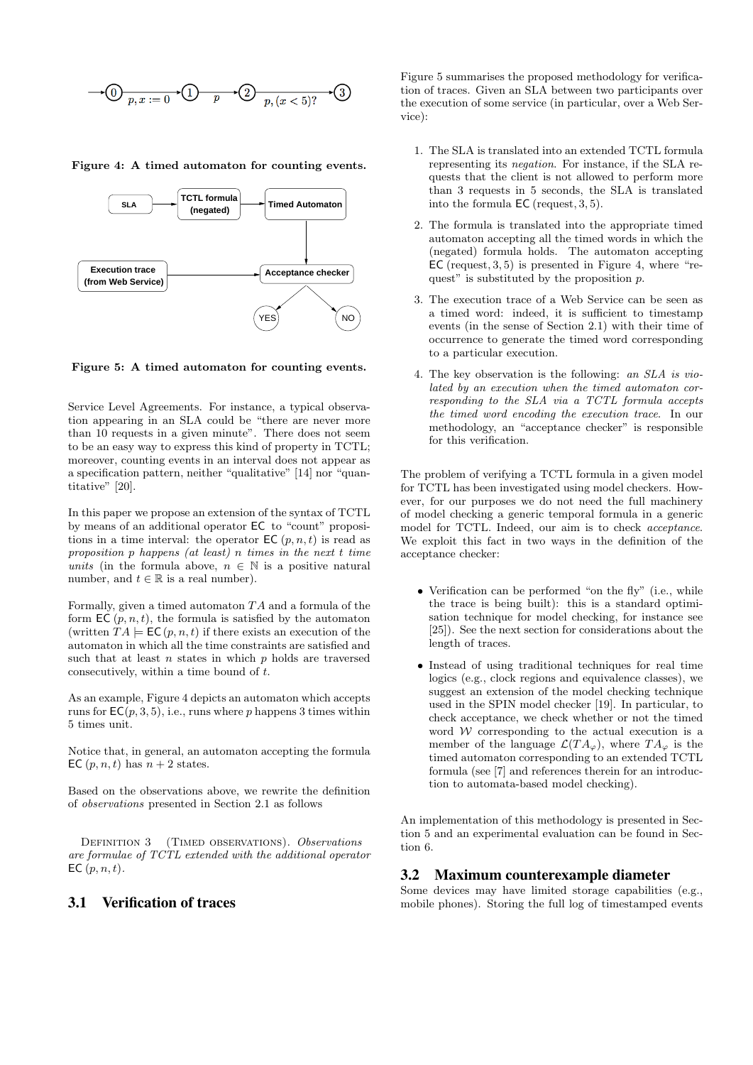Figure 4: A timed automaton for counting events.

Figure 5: A timed automaton for counting events.

Service Level Agreements. For instance, a typical observation appearing in an SLA could be "there are never more than 10 requests in a given minute". There does not seem to be an easy way to express this kind of property in TCTL; moreover, counting events in an interval does not appear as a specification pattern, neither "qualitative" [14] nor "quantitative" [20].

In this paper we propose an extension of the syntax of TCTL by means of an additional operator EC to "count" propositions in a time interval: the operator $\mathsf{EC}\,(p, n, t)$ is read as *proposition $p$ happens (at least) $n$ times in the next $t$ time units* (in the formula above, $n \in \mathbb{N}$ is a positive natural number, and $t \in \mathbb{R}$ is a real number).

Formally, given a timed automaton $TA$ and a formula of the form $\mathsf{EC}\,(p, n, t)$, the formula is satisfied by the automaton (written $TA \models \mathsf{EC}\,(p, n, t)$ if there exists an execution of the automaton in which all the time constraints are satisfied and such that at least $n$ states in which $p$ holds are traversed consecutively, within a time bound of $t$.

As an example, Figure 4 depicts an automaton which accepts runs for $\mathsf{EC}(p, 3, 5)$, i.e., runs where $p$ happens 3 times within 5 times unit.

Notice that, in general, an automaton accepting the formula $\mathsf{EC}\,(p, n, t)$ has $n + 2$ states.

Based on the observations above, we rewrite the definition of *observations* presented in Section 2.1 as follows

DEFINITION 3 (TIMED OBSERVATIONS). *Observations are formulae of TCTL extended with the additional operator* $\mathsf{EC}\,(p, n, t)$.

## 3.1 Verification of traces

Figure 5 summarises the proposed methodology for verification of traces. Given an SLA between two participants over the execution of some service (in particular, over a Web Service):

1. The SLA is translated into an extended TCTL formula representing its *negation*. For instance, if the SLA requests that the client is not allowed to perform more than 3 requests in 5 seconds, the SLA is translated into the formula $\mathsf{EC}\,(\text{request}, 3, 5)$.
2. The formula is translated into the appropriate timed automaton accepting all the timed words in which the (negated) formula holds. The automaton accepting $\mathsf{EC}\,(\text{request}, 3, 5)$ is presented in Figure 4, where "request" is substituted by the proposition $p$.
3. The execution trace of a Web Service can be seen as a timed word: indeed, it is sufficient to timestamp events (in the sense of Section 2.1) with their time of occurrence to generate the timed word corresponding to a particular execution.
4. The key observation is the following: *an SLA is violated by an execution when the timed automaton corresponding to the SLA via a TCTL formula accepts the timed word encoding the execution trace*. In our methodology, an "acceptance checker" is responsible for this verification.

The problem of verifying a TCTL formula in a given model for TCTL has been investigated using model checkers. However, for our purposes we do not need the full machinery of model checking a generic temporal formula in a generic model for TCTL. Indeed, our aim is to check *acceptance.* We exploit this fact in two ways in the definition of the acceptance checker:

- Verification can be performed "on the fly" (i.e., while the trace is being built): this is a standard optimisation technique for model checking, for instance see [25]). See the next section for considerations about the length of traces.
- Instead of using traditional techniques for real time logics (e.g., clock regions and equivalence classes), we suggest an extension of the model checking technique used in the SPIN model checker [19]. In particular, to check acceptance, we check whether or not the timed word $\mathcal{W}$ corresponding to the actual execution is a member of the language $\mathcal{L}(TA_\varphi)$, where $TA_\varphi$ is the timed automaton corresponding to an extended TCTL formula (see [7] and references therein for an introduction to automata-based model checking).

An implementation of this methodology is presented in Section 5 and an experimental evaluation can be found in Section 6.

## 3.2 Maximum counterexample diameter

Some devices may have limited storage capabilities (e.g., mobile phones). Storing the full log of timestamped events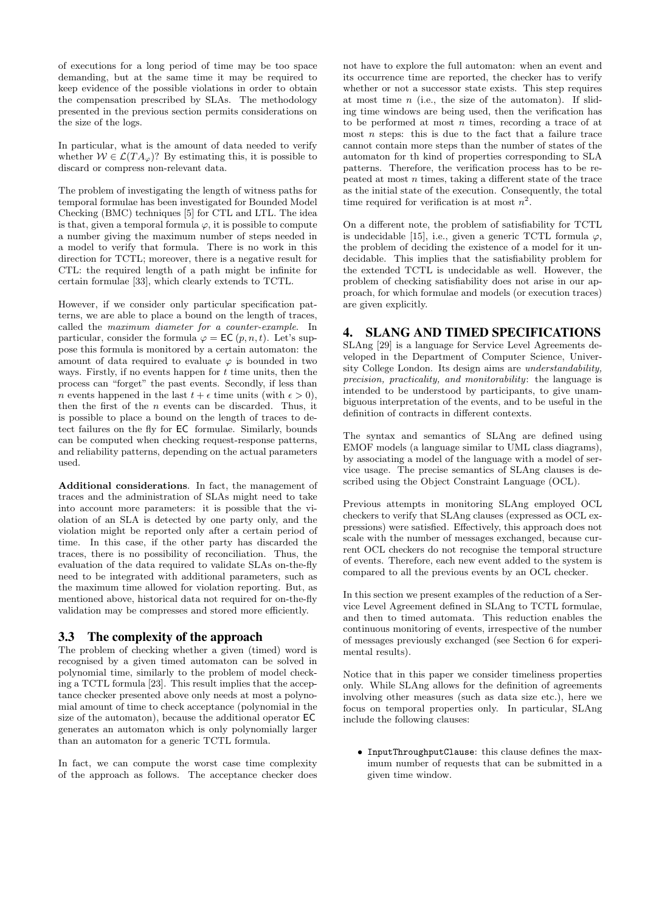of executions for a long period of time may be too space demanding, but at the same time it may be required to keep evidence of the possible violations in order to obtain the compensation prescribed by SLAs. The methodology presented in the previous section permits considerations on the size of the logs.

In particular, what is the amount of data needed to verify whether $\mathcal{W} \in \mathcal{L}(TA_\varphi)$? By estimating this, it is possible to discard or compress non-relevant data.

The problem of investigating the length of witness paths for temporal formulae has been investigated for Bounded Model Checking (BMC) techniques [5] for CTL and LTL. The idea is that, given a temporal formula $\varphi$, it is possible to compute a number giving the maximum number of steps needed in a model to verify that formula. There is no work in this direction for TCTL; moreover, there is a negative result for CTL: the required length of a path might be infinite for certain formulae [33], which clearly extends to TCTL.

However, if we consider only particular specification patterns, we are able to place a bound on the length of traces, called the *maximum diameter for a counter-example*. In particular, consider the formula $\varphi = \mathsf{EC}\,(p, n, t)$. Let's suppose this formula is monitored by a certain automaton: the amount of data required to evaluate $\varphi$ is bounded in two ways. Firstly, if no events happen for $t$ time units, then the process can "forget" the past events. Secondly, if less than $n$ events happened in the last $t + \epsilon$ time units (with $\epsilon > 0$), then the first of the $n$ events can be discarded. Thus, it is possible to place a bound on the length of traces to detect failures on the fly for $\mathsf{EC}$ formulae. Similarly, bounds can be computed when checking request-response patterns, and reliability patterns, depending on the actual parameters used.

**Additional considerations**. In fact, the management of traces and the administration of SLAs might need to take into account more parameters: it is possible that the violation of an SLA is detected by one party only, and the violation might be reported only after a certain period of time. In this case, if the other party has discarded the traces, there is no possibility of reconciliation. Thus, the evaluation of the data required to validate SLAs on-the-fly need to be integrated with additional parameters, such as the maximum time allowed for violation reporting. But, as mentioned above, historical data not required for on-the-fly validation may be compresses and stored more efficiently.

### 3.3 The complexity of the approach

The problem of checking whether a given (timed) word is recognised by a given timed automaton can be solved in polynomial time, similarly to the problem of model checking a TCTL formula [23]. This result implies that the acceptance checker presented above only needs at most a polynomial amount of time to check acceptance (polynomial in the size of the automaton), because the additional operator $\mathsf{EC}$ generates an automaton which is only polynomially larger than an automaton for a generic TCTL formula.

In fact, we can compute the worst case time complexity of the approach as follows. The acceptance checker does not have to explore the full automaton: when an event and its occurrence time are reported, the checker has to verify whether or not a successor state exists. This step requires at most time $n$ (i.e., the size of the automaton). If sliding time windows are being used, then the verification has to be performed at most $n$ times, recording a trace of at most $n$ steps: this is due to the fact that a failure trace cannot contain more steps than the number of states of the automaton for th kind of properties corresponding to SLA patterns. Therefore, the verification process has to be repeated at most $n$ times, taking a different state of the trace as the initial state of the execution. Consequently, the total time required for verification is at most $n^2$.

On a different note, the problem of satisfiability for TCTL is undecidable [15], i.e., given a generic TCTL formula $\varphi$, the problem of deciding the existence of a model for it undecidable. This implies that the satisfiability problem for the extended TCTL is undecidable as well. However, the problem of checking satisfiability does not arise in our approach, for which formulae and models (or execution traces) are given explicitly.

## 4. SLANG AND TIMED SPECIFICATIONS

SLAng [29] is a language for Service Level Agreements developed in the Department of Computer Science, University College London. Its design aims are *understandability, precision, practicality, and monitorability*: the language is intended to be understood by participants, to give unambiguous interpretation of the events, and to be useful in the definition of contracts in different contexts.

The syntax and semantics of SLAng are defined using EMOF models (a language similar to UML class diagrams), by associating a model of the language with a model of service usage. The precise semantics of SLAng clauses is described using the Object Constraint Language (OCL).

Previous attempts in monitoring SLAng employed OCL checkers to verify that SLAng clauses (expressed as OCL expressions) were satisfied. Effectively, this approach does not scale with the number of messages exchanged, because current OCL checkers do not recognise the temporal structure of events. Therefore, each new event added to the system is compared to all the previous events by an OCL checker.

In this section we present examples of the reduction of a Service Level Agreement defined in SLAng to TCTL formulae, and then to timed automata. This reduction enables the continuous monitoring of events, irrespective of the number of messages previously exchanged (see Section 6 for experimental results).

Notice that in this paper we consider timeliness properties only. While SLAng allows for the definition of agreements involving other measures (such as data size etc.), here we focus on temporal properties only. In particular, SLAng include the following clauses:

- `InputThroughputClause`: this clause defines the maximum number of requests that can be submitted in a given time window.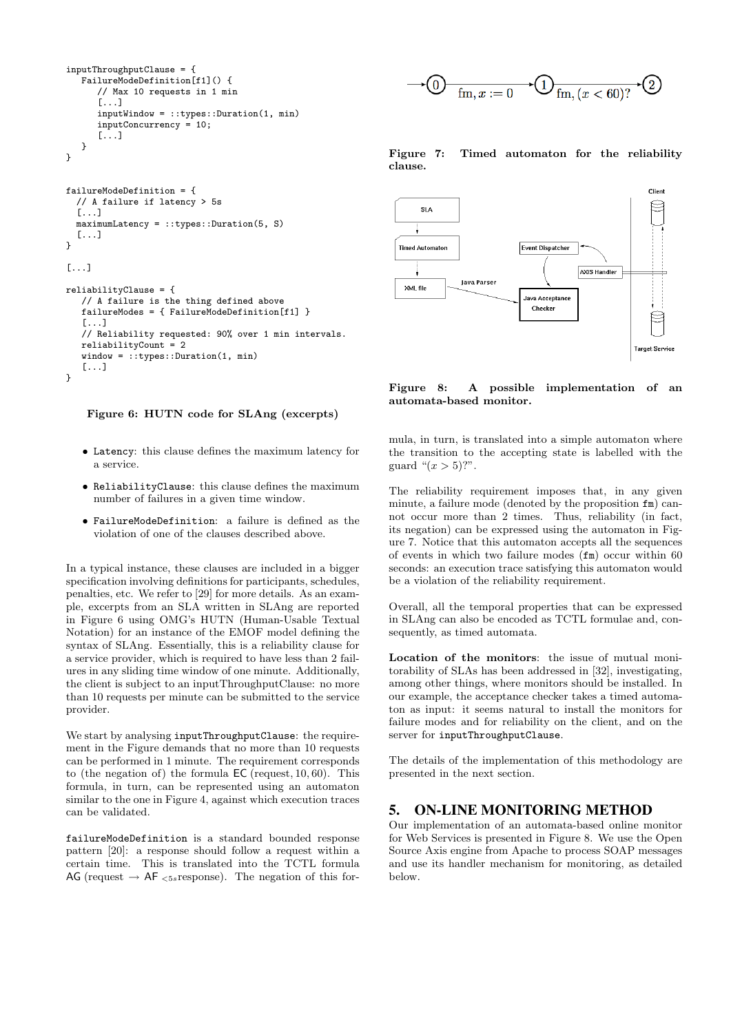```
inputThroughputClause = {
   FailureModeDefinition[f1]() {
      // Max 10 requests in 1 min
      [...]
      inputWindow = ::types::Duration(1, min)
      inputConcurrency = 10;
      [...]
   }
}


failureModeDefinition = {
  // A failure if latency > 5s
  [...]
  maximumLatency = ::types::Duration(5, S)
  [...]
}

[...]

reliabilityClause = {
   // A failure is the thing defined above
   failureModes = { FailureModeDefinition[f1] }
   [...]
   // Reliability requested: 90% over 1 min intervals.
   reliabilityCount = 2
   window = ::types::Duration(1, min)
   [...]
}
```

**Figure 6: HUTN code for SLAng (excerpts)**

- `Latency`: this clause defines the maximum latency for a service.
- `ReliabilityClause`: this clause defines the maximum number of failures in a given time window.
- `FailureModeDefinition`: a failure is defined as the violation of one of the clauses described above.

In a typical instance, these clauses are included in a bigger specification involving definitions for participants, schedules, penalties, etc. We refer to [29] for more details. As an example, excerpts from an SLA written in SLAng are reported in Figure 6 using OMG's HUTN (Human-Usable Textual Notation) for an instance of the EMOF model defining the syntax of SLAng. Essentially, this is a reliability clause for a service provider, which is required to have less than 2 failures in any sliding time window of one minute. Additionally, the client is subject to an inputThroughputClause: no more than 10 requests per minute can be submitted to the service provider.

We start by analysing `inputThroughputClause`: the requirement in the Figure demands that no more than 10 requests can be performed in 1 minute. The requirement corresponds to (the negation of) the formula EC (request, 10, 60). This formula, in turn, can be represented using an automaton similar to the one in Figure 4, against which execution traces can be validated.

`failureModeDefinition` is a standard bounded response pattern [20]: a response should follow a request within a certain time. This is translated into the TCTL formula AG (request $\rightarrow$ AF $_{<5s}$response). The negation of this formula, in turn, is translated into a simple automaton where the transition to the accepting state is labelled with the guard "$(x > 5)$?".

**Figure 7: Timed automaton for the reliability clause.**

**Figure 8: A possible implementation of an automata-based monitor.**

The reliability requirement imposes that, in any given minute, a failure mode (denoted by the proposition `fm`) cannot occur more than 2 times. Thus, reliability (in fact, its negation) can be expressed using the automaton in Figure 7. Notice that this automaton accepts all the sequences of events in which two failure modes (`fm`) occur within 60 seconds: an execution trace satisfying this automaton would be a violation of the reliability requirement.

Overall, all the temporal properties that can be expressed in SLAng can also be encoded as TCTL formulae and, consequently, as timed automata.

**Location of the monitors**: the issue of mutual monitorability of SLAs has been addressed in [32], investigating, among other things, where monitors should be installed. In our example, the acceptance checker takes a timed automaton as input: it seems natural to install the monitors for failure modes and for reliability on the client, and on the server for `inputThroughputClause`.

The details of the implementation of this methodology are presented in the next section.

## 5. ON-LINE MONITORING METHOD

Our implementation of an automata-based online monitor for Web Services is presented in Figure 8. We use the Open Source Axis engine from Apache to process SOAP messages and use its handler mechanism for monitoring, as detailed below.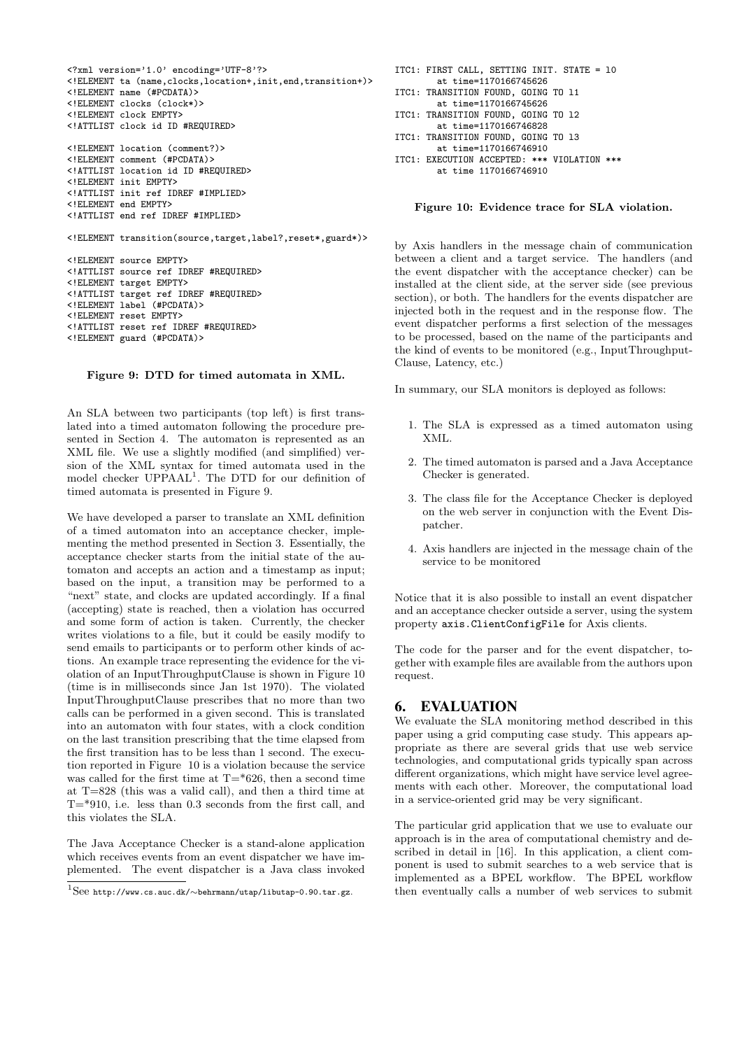```
<?xml version='1.0' encoding='UTF-8'?>
<!ELEMENT ta (name,clocks,location+,init,end,transition+)>
<!ELEMENT name (#PCDATA)>
<!ELEMENT clocks (clock*)>
<!ELEMENT clock EMPTY>
<!ATTLIST clock id ID #REQUIRED>

<!ELEMENT location (comment?)>
<!ELEMENT comment (#PCDATA)>
<!ATTLIST location id ID #REQUIRED>
<!ELEMENT init EMPTY>
<!ATTLIST init ref IDREF #IMPLIED>
<!ELEMENT end EMPTY>
<!ATTLIST end ref IDREF #IMPLIED>

<!ELEMENT transition(source,target,label?,reset*,guard*)>

<!ELEMENT source EMPTY>
<!ATTLIST source ref IDREF #REQUIRED>
<!ELEMENT target EMPTY>
<!ATTLIST target ref IDREF #REQUIRED>
<!ELEMENT label (#PCDATA)>
<!ELEMENT reset EMPTY>
<!ATTLIST reset ref IDREF #REQUIRED>
<!ELEMENT guard (#PCDATA)>
```

**Figure 9: DTD for timed automata in XML.**

An SLA between two participants (top left) is first translated into a timed automaton following the procedure presented in Section 4. The automaton is represented as an XML file. We use a slightly modified (and simplified) version of the XML syntax for timed automata used in the model checker UPPAAL[1]. The DTD for our definition of timed automata is presented in Figure 9.

We have developed a parser to translate an XML definition of a timed automaton into an acceptance checker, implementing the method presented in Section 3. Essentially, the acceptance checker starts from the initial state of the automaton and accepts an action and a timestamp as input; based on the input, a transition may be performed to a "next" state, and clocks are updated accordingly. If a final (accepting) state is reached, then a violation has occurred and some form of action is taken. Currently, the checker writes violations to a file, but it could be easily modify to send emails to participants or to perform other kinds of actions. An example trace representing the evidence for the violation of an InputThroughputClause is shown in Figure 10 (time is in milliseconds since Jan 1st 1970). The violated InputThroughputClause prescribes that no more than two calls can be performed in a given second. This is translated into an automaton with four states, with a clock condition on the last transition prescribing that the time elapsed from the first transition has to be less than 1 second. The execution reported in Figure 10 is a violation because the service was called for the first time at T=*626, then a second time at T=828 (this was a valid call), and then a third time at T=*910, i.e. less than 0.3 seconds from the first call, and this violates the SLA.

The Java Acceptance Checker is a stand-alone application which receives events from an event dispatcher we have implemented. The event dispatcher is a Java class invoked

[1] See http://www.cs.auc.dk/∼behrmann/utap/libutap-0.90.tar.gz.

```
ITC1: FIRST CALL, SETTING INIT. STATE = l0
        at time=1170166745626
ITC1: TRANSITION FOUND, GOING TO l1
        at time=1170166745626
ITC1: TRANSITION FOUND, GOING TO l2
        at time=1170166746828
ITC1: TRANSITION FOUND, GOING TO l3
        at time=1170166746910
ITC1: EXECUTION ACCEPTED: *** VIOLATION ***
        at time 1170166746910
```

**Figure 10: Evidence trace for SLA violation.**

by Axis handlers in the message chain of communication between a client and a target service. The handlers (and the event dispatcher with the acceptance checker) can be installed at the client side, at the server side (see previous section), or both. The handlers for the events dispatcher are injected both in the request and in the response flow. The event dispatcher performs a first selection of the messages to be processed, based on the name of the participants and the kind of events to be monitored (e.g., InputThroughput-Clause, Latency, etc.)

In summary, our SLA monitors is deployed as follows:

1. The SLA is expressed as a timed automaton using XML.
2. The timed automaton is parsed and a Java Acceptance Checker is generated.
3. The class file for the Acceptance Checker is deployed on the web server in conjunction with the Event Dispatcher.
4. Axis handlers are injected in the message chain of the service to be monitored

Notice that it is also possible to install an event dispatcher and an acceptance checker outside a server, using the system property `axis.ClientConfigFile` for Axis clients.

The code for the parser and for the event dispatcher, together with example files are available from the authors upon request.

## 6. EVALUATION

We evaluate the SLA monitoring method described in this paper using a grid computing case study. This appears appropriate as there are several grids that use web service technologies, and computational grids typically span across different organizations, which might have service level agreements with each other. Moreover, the computational load in a service-oriented grid may be very significant.

The particular grid application that we use to evaluate our approach is in the area of computational chemistry and described in detail in [16]. In this application, a client component is used to submit searches to a web service that is implemented as a BPEL workflow. The BPEL workflow then eventually calls a number of web services to submit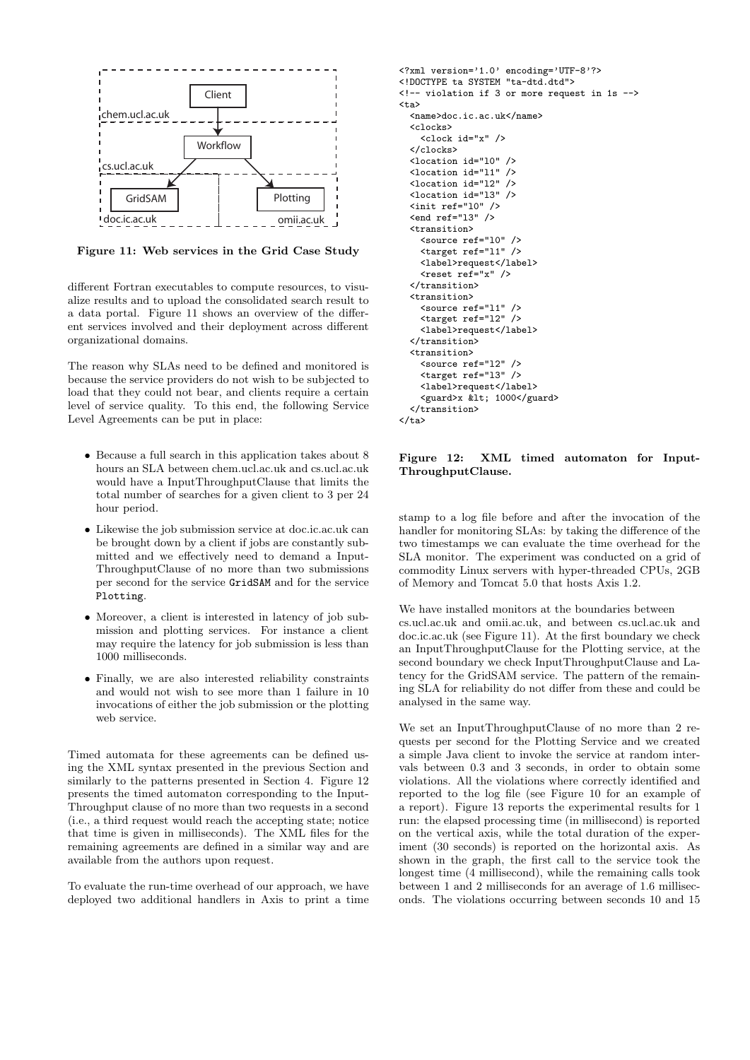Figure 11: Web services in the Grid Case Study

different Fortran executables to compute resources, to visualize results and to upload the consolidated search result to a data portal. Figure 11 shows an overview of the different services involved and their deployment across different organizational domains.

The reason why SLAs need to be defined and monitored is because the service providers do not wish to be subjected to load that they could not bear, and clients require a certain level of service quality. To this end, the following Service Level Agreements can be put in place:

- Because a full search in this application takes about 8 hours an SLA between chem.ucl.ac.uk and cs.ucl.ac.uk would have a InputThroughputClause that limits the total number of searches for a given client to 3 per 24 hour period.
- Likewise the job submission service at doc.ic.ac.uk can be brought down by a client if jobs are constantly submitted and we effectively need to demand a InputThroughputClause of no more than two submissions per second for the service `GridSAM` and for the service `Plotting`.
- Moreover, a client is interested in latency of job submission and plotting services. For instance a client may require the latency for job submission is less than 1000 milliseconds.
- Finally, we are also interested reliability constraints and would not wish to see more than 1 failure in 10 invocations of either the job submission or the plotting web service.

Timed automata for these agreements can be defined using the XML syntax presented in the previous Section and similarly to the patterns presented in Section 4. Figure 12 presents the timed automaton corresponding to the InputThroughput clause of no more than two requests in a second (i.e., a third request would reach the accepting state; notice that time is given in milliseconds). The XML files for the remaining agreements are defined in a similar way and are available from the authors upon request.

To evaluate the run-time overhead of our approach, we have deployed two additional handlers in Axis to print a time stamp to a log file before and after the invocation of the handler for monitoring SLAs: by taking the difference of the two timestamps we can evaluate the time overhead for the SLA monitor. The experiment was conducted on a grid of commodity Linux servers with hyper-threaded CPUs, 2GB of Memory and Tomcat 5.0 that hosts Axis 1.2.

```
<?xml version='1.0' encoding='UTF-8'?>
<!DOCTYPE ta SYSTEM "ta-dtd.dtd">
<!-- violation if 3 or more request in 1s -->
<ta>
  <name>doc.ic.ac.uk</name>
  <clocks>
    <clock id="x" />
  </clocks>
  <location id="l0" />
  <location id="l1" />
  <location id="l2" />
  <location id="l3" />
  <init ref="l0" />
  <end ref="l3" />
  <transition>
    <source ref="l0" />
    <target ref="l1" />
    <label>request</label>
    <reset ref="x" />
  </transition>
  <transition>
    <source ref="l1" />
    <target ref="l2" />
    <label>request</label>
  </transition>
  <transition>
    <source ref="l2" />
    <target ref="l3" />
    <label>request</label>
    <guard>x &lt; 1000</guard>
  </transition>
</ta>
```

**Figure 12: XML timed automaton for InputThroughputClause.**

We have installed monitors at the boundaries between cs.ucl.ac.uk and omii.ac.uk, and between cs.ucl.ac.uk and doc.ic.ac.uk (see Figure 11). At the first boundary we check an InputThroughputClause for the Plotting service, at the second boundary we check InputThroughputClause and Latency for the GridSAM service. The pattern of the remaining SLA for reliability do not differ from these and could be analysed in the same way.

We set an InputThroughputClause of no more than 2 requests per second for the Plotting Service and we created a simple Java client to invoke the service at random intervals between 0.3 and 3 seconds, in order to obtain some violations. All the violations where correctly identified and reported to the log file (see Figure 10 for an example of a report). Figure 13 reports the experimental results for 1 run: the elapsed processing time (in millisecond) is reported on the vertical axis, while the total duration of the experiment (30 seconds) is reported on the horizontal axis. As shown in the graph, the first call to the service took the longest time (4 millisecond), while the remaining calls took between 1 and 2 milliseconds for an average of 1.6 milliseconds. The violations occurring between seconds 10 and 15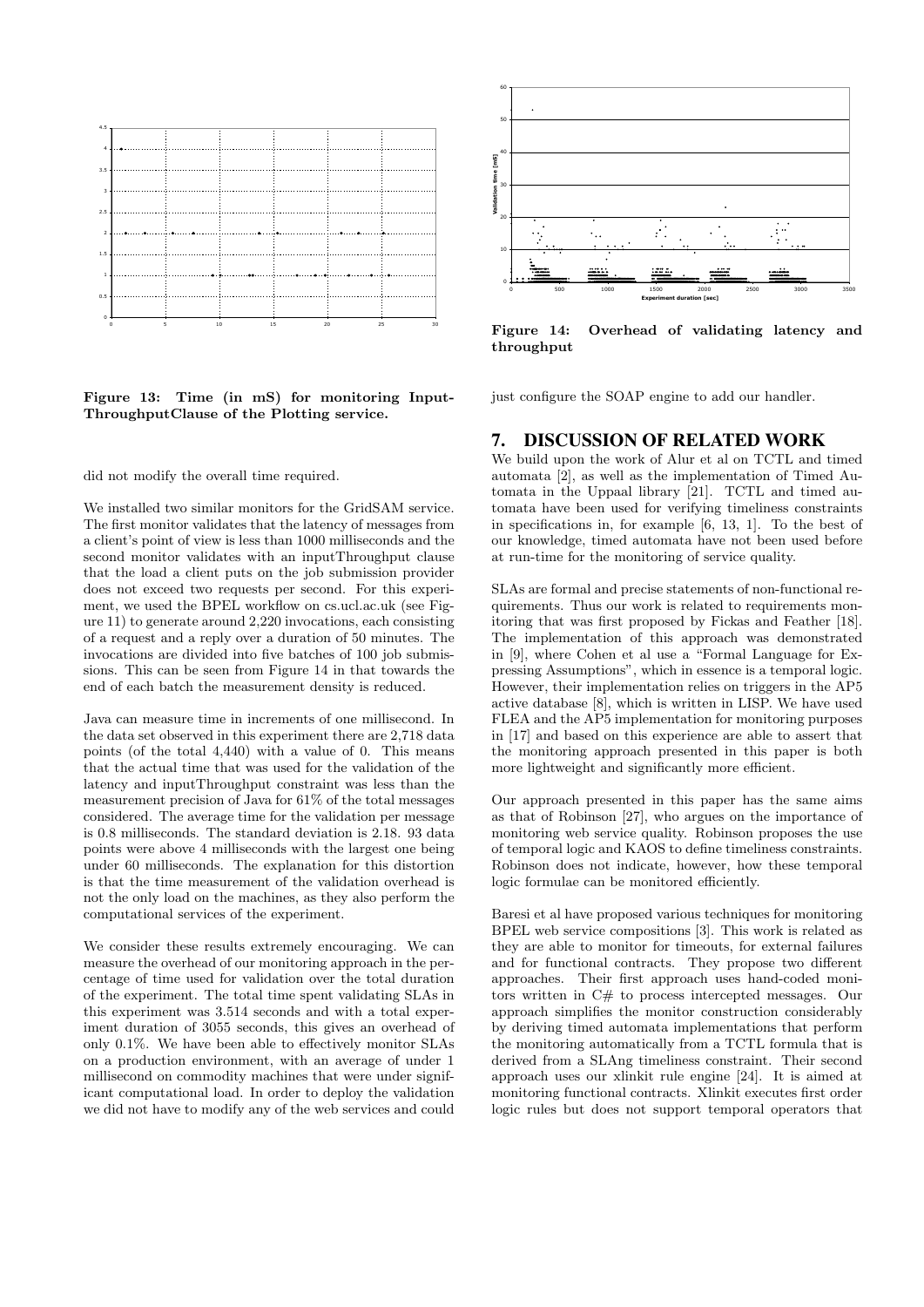Figure 13: Time (in mS) for monitoring InputThroughputClause of the Plotting service.

Figure 14: Overhead of validating latency and throughput

did not modify the overall time required.

We installed two similar monitors for the GridSAM service. The first monitor validates that the latency of messages from a client's point of view is less than 1000 milliseconds and the second monitor validates with an inputThroughput clause that the load a client puts on the job submission provider does not exceed two requests per second. For this experiment, we used the BPEL workflow on cs.ucl.ac.uk (see Figure 11) to generate around 2,220 invocations, each consisting of a request and a reply over a duration of 50 minutes. The invocations are divided into five batches of 100 job submissions. This can be seen from Figure 14 in that towards the end of each batch the measurement density is reduced.

Java can measure time in increments of one millisecond. In the data set observed in this experiment there are 2,718 data points (of the total 4,440) with a value of 0. This means that the actual time that was used for the validation of the latency and inputThroughput constraint was less than the measurement precision of Java for 61% of the total messages considered. The average time for the validation per message is 0.8 milliseconds. The standard deviation is 2.18. 93 data points were above 4 milliseconds with the largest one being under 60 milliseconds. The explanation for this distortion is that the time measurement of the validation overhead is not the only load on the machines, as they also perform the computational services of the experiment.

We consider these results extremely encouraging. We can measure the overhead of our monitoring approach in the percentage of time used for validation over the total duration of the experiment. The total time spent validating SLAs in this experiment was 3.514 seconds and with a total experiment duration of 3055 seconds, this gives an overhead of only 0.1%. We have been able to effectively monitor SLAs on a production environment, with an average of under 1 millisecond on commodity machines that were under significant computational load. In order to deploy the validation we did not have to modify any of the web services and could just configure the SOAP engine to add our handler.

## 7. DISCUSSION OF RELATED WORK

We build upon the work of Alur et al on TCTL and timed automata [2], as well as the implementation of Timed Automata in the Uppaal library [21]. TCTL and timed automata have been used for verifying timeliness constraints in specifications in, for example [6, 13, 1]. To the best of our knowledge, timed automata have not been used before at run-time for the monitoring of service quality.

SLAs are formal and precise statements of non-functional requirements. Thus our work is related to requirements monitoring that was first proposed by Fickas and Feather [18]. The implementation of this approach was demonstrated in [9], where Cohen et al use a "Formal Language for Expressing Assumptions", which in essence is a temporal logic. However, their implementation relies on triggers in the AP5 active database [8], which is written in LISP. We have used FLEA and the AP5 implementation for monitoring purposes in [17] and based on this experience are able to assert that the monitoring approach presented in this paper is both more lightweight and significantly more efficient.

Our approach presented in this paper has the same aims as that of Robinson [27], who argues on the importance of monitoring web service quality. Robinson proposes the use of temporal logic and KAOS to define timeliness constraints. Robinson does not indicate, however, how these temporal logic formulae can be monitored efficiently.

Baresi et al have proposed various techniques for monitoring BPEL web service compositions [3]. This work is related as they are able to monitor for timeouts, for external failures and for functional contracts. They propose two different approaches. Their first approach uses hand-coded monitors written in C# to process intercepted messages. Our approach simplifies the monitor construction considerably by deriving timed automata implementations that perform the monitoring automatically from a TCTL formula that is derived from a SLAng timeliness constraint. Their second approach uses our xlinkit rule engine [24]. It is aimed at monitoring functional contracts. Xlinkit executes first order logic rules but does not support temporal operators that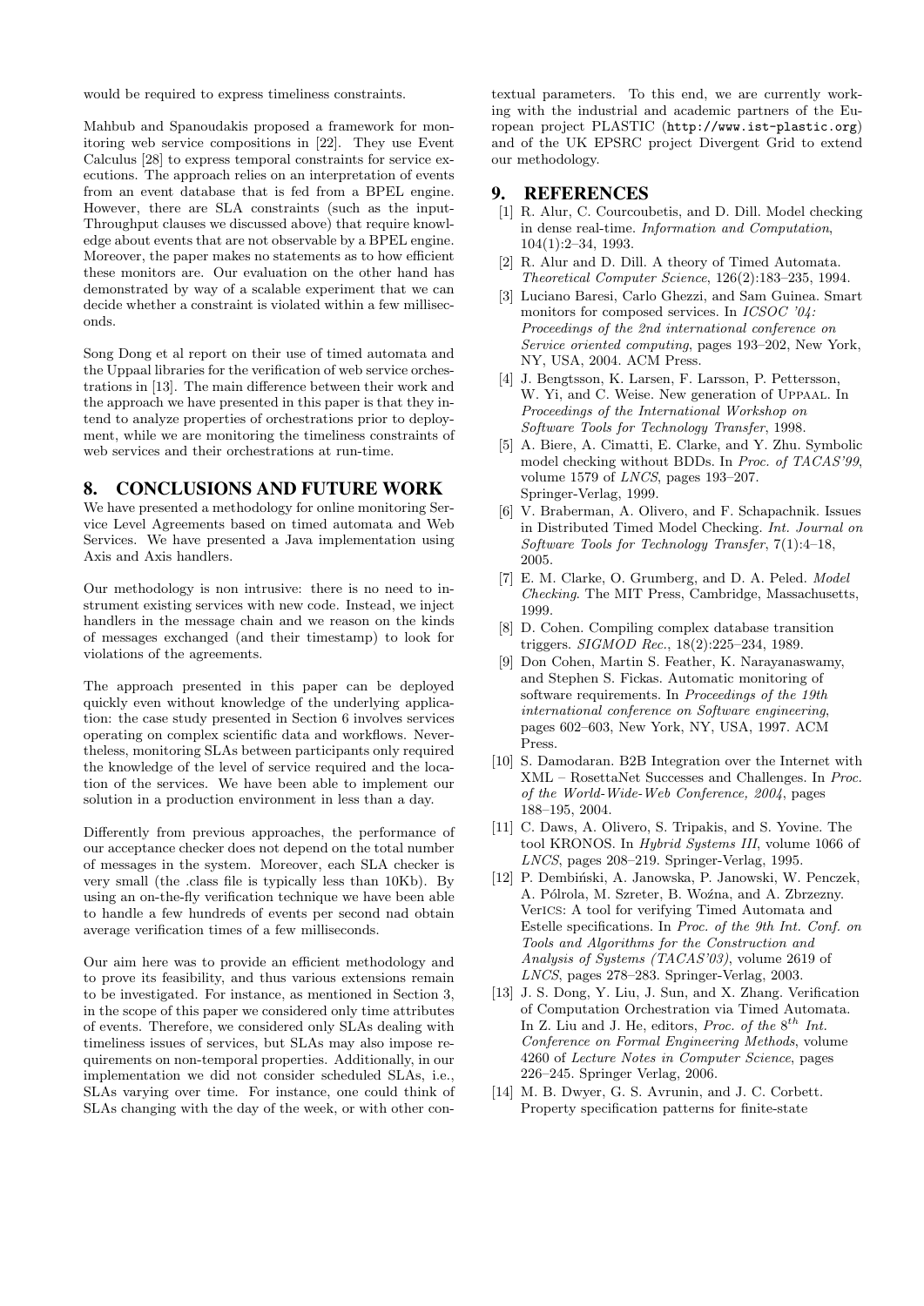would be required to express timeliness constraints.

Mahbub and Spanoudakis proposed a framework for monitoring web service compositions in [22]. They use Event Calculus [28] to express temporal constraints for service executions. The approach relies on an interpretation of events from an event database that is fed from a BPEL engine. However, there are SLA constraints (such as the inputThroughput clauses we discussed above) that require knowledge about events that are not observable by a BPEL engine. Moreover, the paper makes no statements as to how efficient these monitors are. Our evaluation on the other hand has demonstrated by way of a scalable experiment that we can decide whether a constraint is violated within a few milliseconds.

Song Dong et al report on their use of timed automata and the Uppaal libraries for the verification of web service orchestrations in [13]. The main difference between their work and the approach we have presented in this paper is that they intend to analyze properties of orchestrations prior to deployment, while we are monitoring the timeliness constraints of web services and their orchestrations at run-time.

## 8. CONCLUSIONS AND FUTURE WORK

We have presented a methodology for online monitoring Service Level Agreements based on timed automata and Web Services. We have presented a Java implementation using Axis and Axis handlers.

Our methodology is non intrusive: there is no need to instrument existing services with new code. Instead, we inject handlers in the message chain and we reason on the kinds of messages exchanged (and their timestamp) to look for violations of the agreements.

The approach presented in this paper can be deployed quickly even without knowledge of the underlying application: the case study presented in Section 6 involves services operating on complex scientific data and workflows. Nevertheless, monitoring SLAs between participants only required the knowledge of the level of service required and the location of the services. We have been able to implement our solution in a production environment in less than a day.

Differently from previous approaches, the performance of our acceptance checker does not depend on the total number of messages in the system. Moreover, each SLA checker is very small (the .class file is typically less than 10Kb). By using an on-the-fly verification technique we have been able to handle a few hundreds of events per second nad obtain average verification times of a few milliseconds.

Our aim here was to provide an efficient methodology and to prove its feasibility, and thus various extensions remain to be investigated. For instance, as mentioned in Section 3, in the scope of this paper we considered only time attributes of events. Therefore, we considered only SLAs dealing with timeliness issues of services, but SLAs may also impose requirements on non-temporal properties. Additionally, in our implementation we did not consider scheduled SLAs, i.e., SLAs varying over time. For instance, one could think of SLAs changing with the day of the week, or with other contextual parameters. To this end, we are currently working with the industrial and academic partners of the European project PLASTIC (http://www.ist-plastic.org) and of the UK EPSRC project Divergent Grid to extend our methodology.

## 9. REFERENCES

[1] R. Alur, C. Courcoubetis, and D. Dill. Model checking in dense real-time. *Information and Computation*, 104(1):2–34, 1993.

[2] R. Alur and D. Dill. A theory of Timed Automata. *Theoretical Computer Science*, 126(2):183–235, 1994.

[3] Luciano Baresi, Carlo Ghezzi, and Sam Guinea. Smart monitors for composed services. In *ICSOC '04: Proceedings of the 2nd international conference on Service oriented computing*, pages 193–202, New York, NY, USA, 2004. ACM Press.

[4] J. Bengtsson, K. Larsen, F. Larsson, P. Pettersson, W. Yi, and C. Weise. New generation of UPPAAL. In *Proceedings of the International Workshop on Software Tools for Technology Transfer*, 1998.

[5] A. Biere, A. Cimatti, E. Clarke, and Y. Zhu. Symbolic model checking without BDDs. In *Proc. of TACAS'99*, volume 1579 of *LNCS*, pages 193–207. Springer-Verlag, 1999.

[6] V. Braberman, A. Olivero, and F. Schapachnik. Issues in Distributed Timed Model Checking. *Int. Journal on Software Tools for Technology Transfer*, 7(1):4–18, 2005.

[7] E. M. Clarke, O. Grumberg, and D. A. Peled. *Model Checking*. The MIT Press, Cambridge, Massachusetts, 1999.

[8] D. Cohen. Compiling complex database transition triggers. *SIGMOD Rec.*, 18(2):225–234, 1989.

[9] Don Cohen, Martin S. Feather, K. Narayanaswamy, and Stephen S. Fickas. Automatic monitoring of software requirements. In *Proceedings of the 19th international conference on Software engineering*, pages 602–603, New York, NY, USA, 1997. ACM Press.

[10] S. Damodaran. B2B Integration over the Internet with XML – RosettaNet Successes and Challenges. In *Proc. of the World-Wide-Web Conference, 2004*, pages 188–195, 2004.

[11] C. Daws, A. Olivero, S. Tripakis, and S. Yovine. The tool KRONOS. In *Hybrid Systems III*, volume 1066 of *LNCS*, pages 208–219. Springer-Verlag, 1995.

[12] P. Dembiński, A. Janowska, P. Janowski, W. Penczek, A. Pólrola, M. Szreter, B. Woźna, and A. Zbrzezny. VerICS: A tool for verifying Timed Automata and Estelle specifications. In *Proc. of the 9th Int. Conf. on Tools and Algorithms for the Construction and Analysis of Systems (TACAS'03)*, volume 2619 of *LNCS*, pages 278–283. Springer-Verlag, 2003.

[13] J. S. Dong, Y. Liu, J. Sun, and X. Zhang. Verification of Computation Orchestration via Timed Automata. In Z. Liu and J. He, editors, *Proc. of the* $8^{th}$ *Int. Conference on Formal Engineering Methods*, volume 4260 of *Lecture Notes in Computer Science*, pages 226–245. Springer Verlag, 2006.

[14] M. B. Dwyer, G. S. Avrunin, and J. C. Corbett. Property specification patterns for finite-state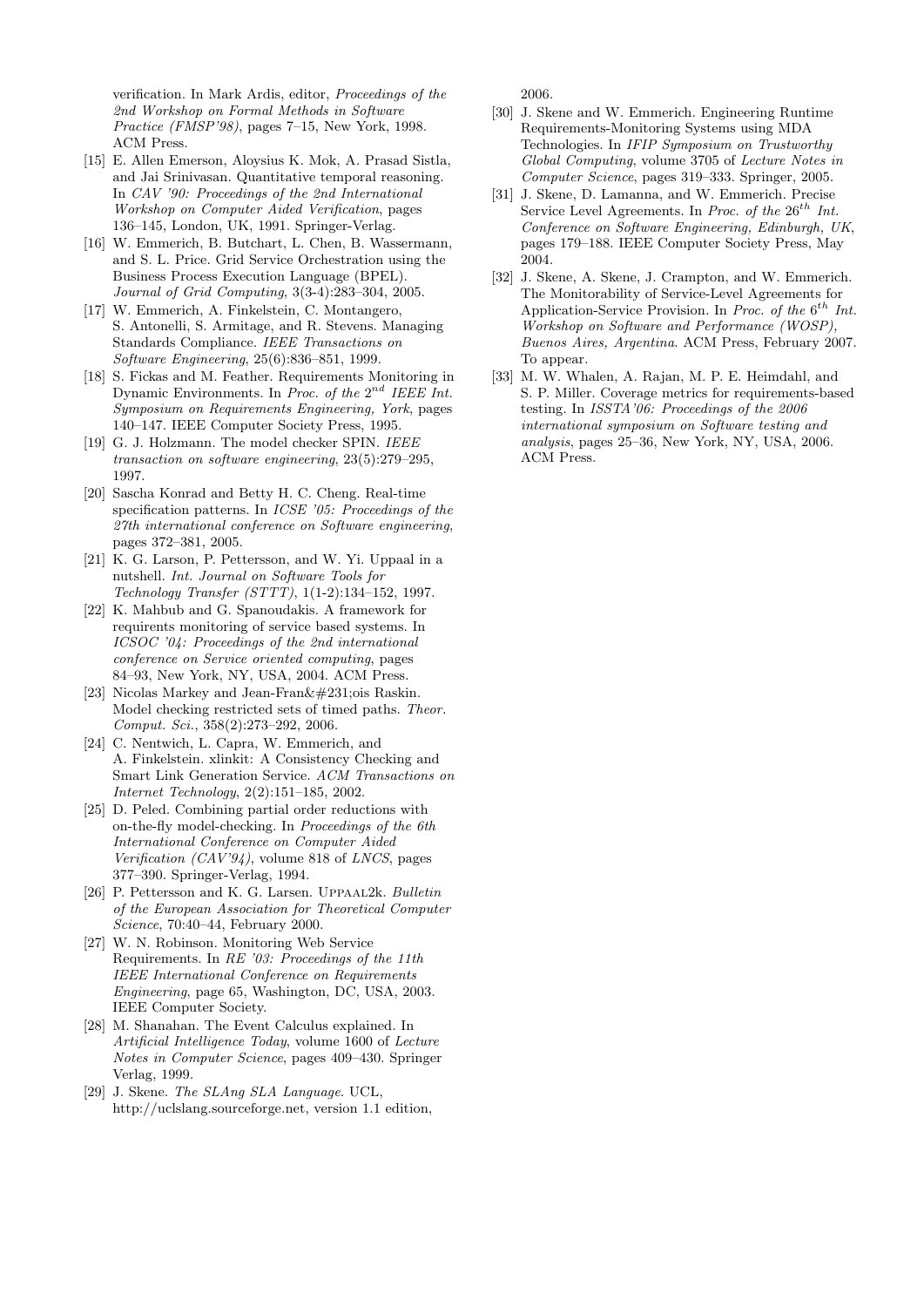verification. In Mark Ardis, editor, *Proceedings of the 2nd Workshop on Formal Methods in Software Practice (FMSP'98)*, pages 7–15, New York, 1998. ACM Press.

[15] E. Allen Emerson, Aloysius K. Mok, A. Prasad Sistla, and Jai Srinivasan. Quantitative temporal reasoning. In *CAV '90: Proceedings of the 2nd International Workshop on Computer Aided Verification*, pages 136–145, London, UK, 1991. Springer-Verlag.

[16] W. Emmerich, B. Butchart, L. Chen, B. Wassermann, and S. L. Price. Grid Service Orchestration using the Business Process Execution Language (BPEL). *Journal of Grid Computing*, 3(3-4):283–304, 2005.

[17] W. Emmerich, A. Finkelstein, C. Montangero, S. Antonelli, S. Armitage, and R. Stevens. Managing Standards Compliance. *IEEE Transactions on Software Engineering*, 25(6):836–851, 1999.

[18] S. Fickas and M. Feather. Requirements Monitoring in Dynamic Environments. In *Proc. of the* $2^{nd}$ *IEEE Int. Symposium on Requirements Engineering, York*, pages 140–147. IEEE Computer Society Press, 1995.

[19] G. J. Holzmann. The model checker SPIN. *IEEE transaction on software engineering*, 23(5):279–295, 1997.

[20] Sascha Konrad and Betty H. C. Cheng. Real-time specification patterns. In *ICSE '05: Proceedings of the 27th international conference on Software engineering*, pages 372–381, 2005.

[21] K. G. Larson, P. Pettersson, and W. Yi. Uppaal in a nutshell. *Int. Journal on Software Tools for Technology Transfer (STTT)*, 1(1-2):134–152, 1997.

[22] K. Mahbub and G. Spanoudakis. A framework for requirents monitoring of service based systems. In *ICSOC '04: Proceedings of the 2nd international conference on Service oriented computing*, pages 84–93, New York, NY, USA, 2004. ACM Press.

[23] Nicolas Markey and Jean-Fran&#231;ois Raskin. Model checking restricted sets of timed paths. *Theor. Comput. Sci.*, 358(2):273–292, 2006.

[24] C. Nentwich, L. Capra, W. Emmerich, and A. Finkelstein. xlinkit: A Consistency Checking and Smart Link Generation Service. *ACM Transactions on Internet Technology*, 2(2):151–185, 2002.

[25] D. Peled. Combining partial order reductions with on-the-fly model-checking. In *Proceedings of the 6th International Conference on Computer Aided Verification (CAV'94)*, volume 818 of *LNCS*, pages 377–390. Springer-Verlag, 1994.

[26] P. Pettersson and K. G. Larsen. Uppaal2k. *Bulletin of the European Association for Theoretical Computer Science*, 70:40–44, February 2000.

[27] W. N. Robinson. Monitoring Web Service Requirements. In *RE '03: Proceedings of the 11th IEEE International Conference on Requirements Engineering*, page 65, Washington, DC, USA, 2003. IEEE Computer Society.

[28] M. Shanahan. The Event Calculus explained. In *Artificial Intelligence Today*, volume 1600 of *Lecture Notes in Computer Science*, pages 409–430. Springer Verlag, 1999.

[29] J. Skene. *The SLAng SLA Language*. UCL, http://uclslang.sourceforge.net, version 1.1 edition, 2006.

[30] J. Skene and W. Emmerich. Engineering Runtime Requirements-Monitoring Systems using MDA Technologies. In *IFIP Symposium on Trustworthy Global Computing*, volume 3705 of *Lecture Notes in Computer Science*, pages 319–333. Springer, 2005.

[31] J. Skene, D. Lamanna, and W. Emmerich. Precise Service Level Agreements. In *Proc. of the* $26^{th}$ *Int. Conference on Software Engineering, Edinburgh, UK*, pages 179–188. IEEE Computer Society Press, May 2004.

[32] J. Skene, A. Skene, J. Crampton, and W. Emmerich. The Monitorability of Service-Level Agreements for Application-Service Provision. In *Proc. of the* $6^{th}$ *Int. Workshop on Software and Performance (WOSP), Buenos Aires, Argentina*. ACM Press, February 2007. To appear.

[33] M. W. Whalen, A. Rajan, M. P. E. Heimdahl, and S. P. Miller. Coverage metrics for requirements-based testing. In *ISSTA'06: Proceedings of the 2006 international symposium on Software testing and analysis*, pages 25–36, New York, NY, USA, 2006. ACM Press.